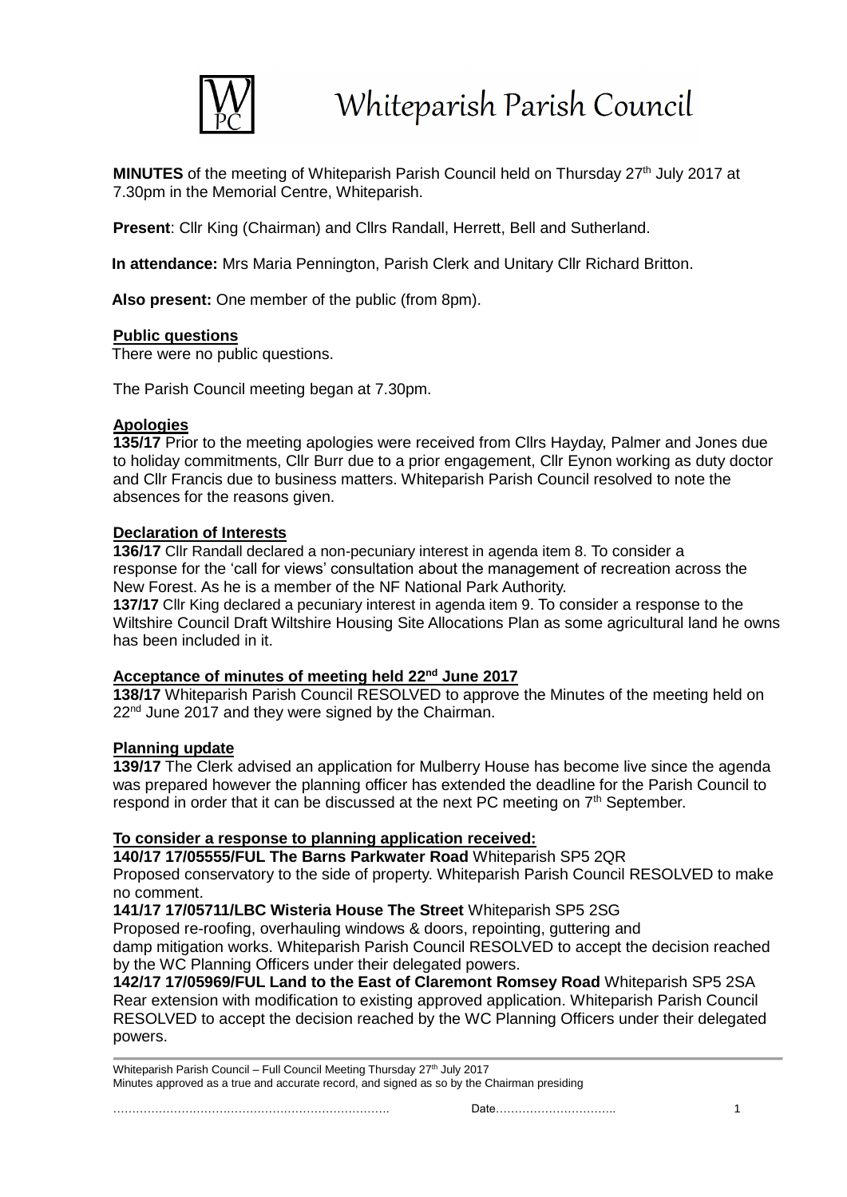# Whiteparish Parish Council

**MINUTES** of the meeting of Whiteparish Parish Council held on Thursday 27th July 2017 at 7.30pm in the Memorial Centre, Whiteparish.

**Present**: Cllr King (Chairman) and Cllrs Randall, Herrett, Bell and Sutherland.

**In attendance:** Mrs Maria Pennington, Parish Clerk and Unitary Cllr Richard Britton.

**Also present:** One member of the public (from 8pm).

**Public questions**

There were no public questions.

The Parish Council meeting began at 7.30pm.

**Apologies**

**135/17** Prior to the meeting apologies were received from Cllrs Hayday, Palmer and Jones due to holiday commitments, Cllr Burr due to a prior engagement, Cllr Eynon working as duty doctor and Cllr Francis due to business matters. Whiteparish Parish Council resolved to note the absences for the reasons given.

**Declaration of Interests**

**136/17** Cllr Randall declared a non-pecuniary interest in agenda item 8. To consider a response for the 'call for views' consultation about the management of recreation across the New Forest. As he is a member of the NF National Park Authority.

**137/17** Cllr King declared a pecuniary interest in agenda item 9. To consider a response to the Wiltshire Council Draft Wiltshire Housing Site Allocations Plan as some agricultural land he owns has been included in it.

**Acceptance of minutes of meeting held 22nd June 2017**

**138/17** Whiteparish Parish Council RESOLVED to approve the Minutes of the meeting held on 22nd June 2017 and they were signed by the Chairman.

**Planning update**

**139/17** The Clerk advised an application for Mulberry House has become live since the agenda was prepared however the planning officer has extended the deadline for the Parish Council to respond in order that it can be discussed at the next PC meeting on 7th September.

**To consider a response to planning application received:**

**140/17 17/05555/FUL The Barns Parkwater Road** Whiteparish SP5 2QR
Proposed conservatory to the side of property. Whiteparish Parish Council RESOLVED to make no comment.

**141/17 17/05711/LBC Wisteria House The Street** Whiteparish SP5 2SG
Proposed re-roofing, overhauling windows & doors, repointing, guttering and damp mitigation works. Whiteparish Parish Council RESOLVED to accept the decision reached by the WC Planning Officers under their delegated powers.

**142/17 17/05969/FUL Land to the East of Claremont Romsey Road** Whiteparish SP5 2SA
Rear extension with modification to existing approved application. Whiteparish Parish Council RESOLVED to accept the decision reached by the WC Planning Officers under their delegated powers.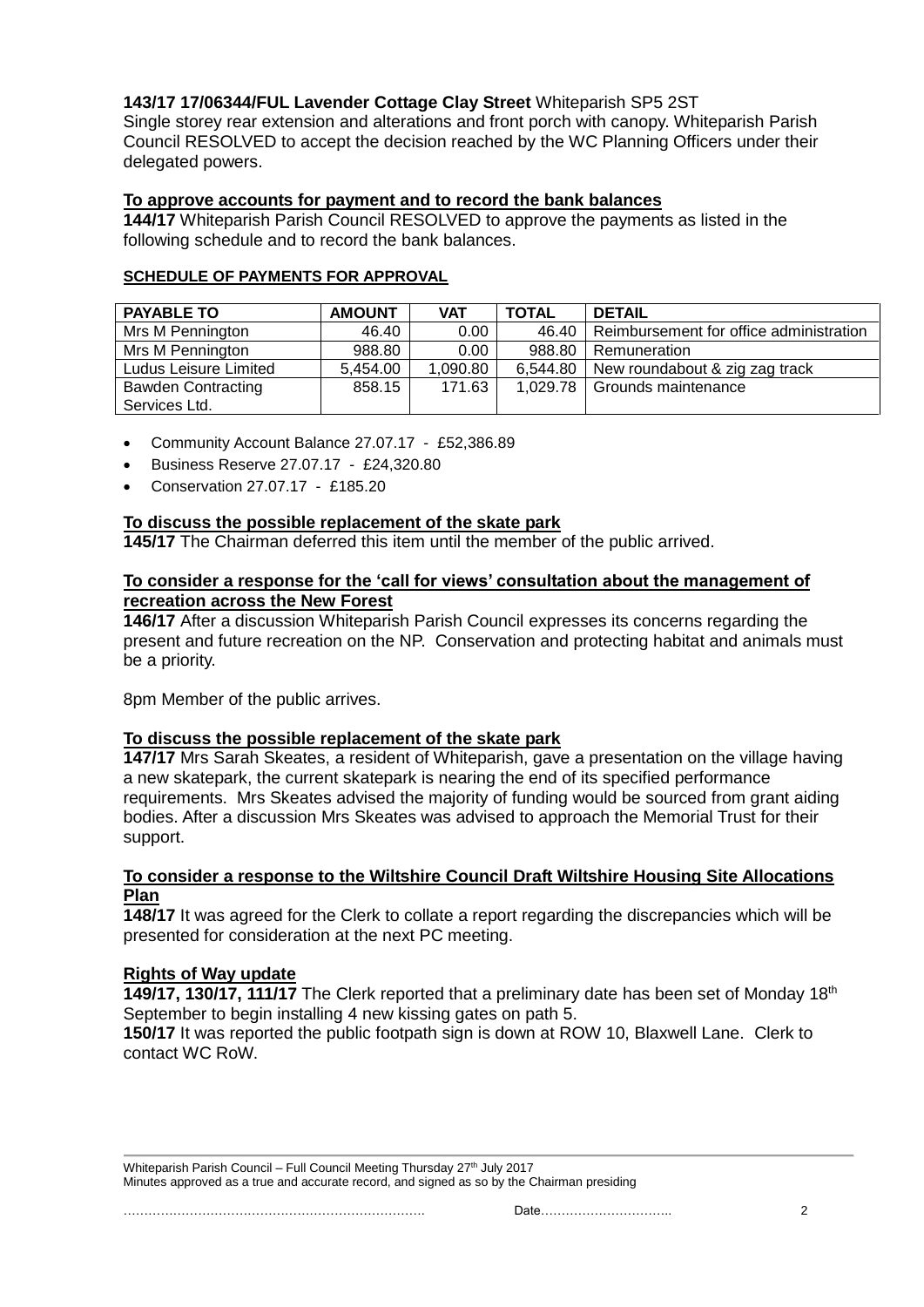**143/17 17/06344/FUL Lavender Cottage Clay Street** Whiteparish SP5 2ST
Single storey rear extension and alterations and front porch with canopy. Whiteparish Parish Council RESOLVED to accept the decision reached by the WC Planning Officers under their delegated powers.

**To approve accounts for payment and to record the bank balances**
**144/17** Whiteparish Parish Council RESOLVED to approve the payments as listed in the following schedule and to record the bank balances.

**SCHEDULE OF PAYMENTS FOR APPROVAL**

| PAYABLE TO | AMOUNT | VAT | TOTAL | DETAIL |
|---|---|---|---|---|
| Mrs M Pennington | 46.40 | 0.00 | 46.40 | Reimbursement for office administration |
| Mrs M Pennington | 988.80 | 0.00 | 988.80 | Remuneration |
| Ludus Leisure Limited | 5,454.00 | 1,090.80 | 6,544.80 | New roundabout & zig zag track |
| Bawden Contracting Services Ltd. | 858.15 | 171.63 | 1,029.78 | Grounds maintenance |

- Community Account Balance 27.07.17 - £52,386.89
- Business Reserve 27.07.17 - £24,320.80
- Conservation 27.07.17 - £185.20

**To discuss the possible replacement of the skate park**
**145/17** The Chairman deferred this item until the member of the public arrived.

**To consider a response for the 'call for views' consultation about the management of recreation across the New Forest**
**146/17** After a discussion Whiteparish Parish Council expresses its concerns regarding the present and future recreation on the NP. Conservation and protecting habitat and animals must be a priority.

8pm Member of the public arrives.

**To discuss the possible replacement of the skate park**
**147/17** Mrs Sarah Skeates, a resident of Whiteparish, gave a presentation on the village having a new skatepark, the current skatepark is nearing the end of its specified performance requirements. Mrs Skeates advised the majority of funding would be sourced from grant aiding bodies. After a discussion Mrs Skeates was advised to approach the Memorial Trust for their support.

**To consider a response to the Wiltshire Council Draft Wiltshire Housing Site Allocations Plan**
**148/17** It was agreed for the Clerk to collate a report regarding the discrepancies which will be presented for consideration at the next PC meeting.

**Rights of Way update**
**149/17, 130/17, 111/17** The Clerk reported that a preliminary date has been set of Monday 18th September to begin installing 4 new kissing gates on path 5.
**150/17** It was reported the public footpath sign is down at ROW 10, Blaxwell Lane. Clerk to contact WC RoW.

Whiteparish Parish Council – Full Council Meeting Thursday 27th July 2017
Minutes approved as a true and accurate record, and signed as so by the Chairman presiding

……………………………………………………………… Date…………………………..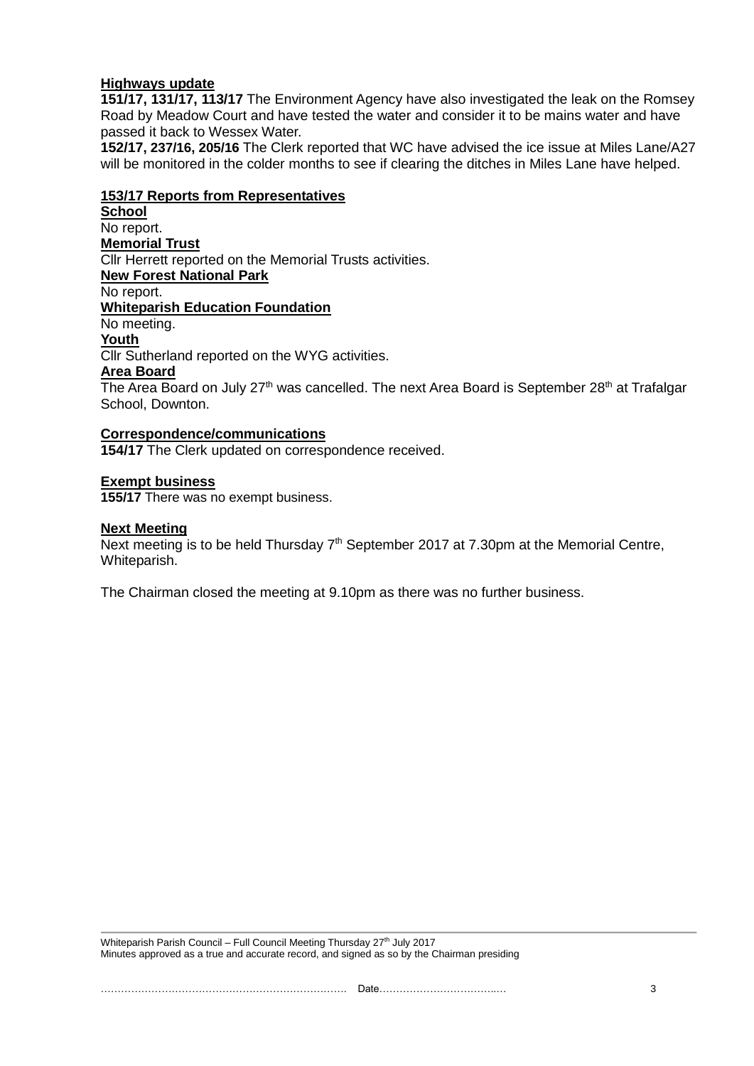**Highways update**

**151/17, 131/17, 113/17** The Environment Agency have also investigated the leak on the Romsey Road by Meadow Court and have tested the water and consider it to be mains water and have passed it back to Wessex Water.

**152/17, 237/16, 205/16** The Clerk reported that WC have advised the ice issue at Miles Lane/A27 will be monitored in the colder months to see if clearing the ditches in Miles Lane have helped.

**153/17 Reports from Representatives**

**School**

No report.

**Memorial Trust**

Cllr Herrett reported on the Memorial Trusts activities.

**New Forest National Park**

No report.

**Whiteparish Education Foundation**

No meeting.

**Youth**

Cllr Sutherland reported on the WYG activities.

**Area Board**

The Area Board on July 27th was cancelled. The next Area Board is September 28th at Trafalgar School, Downton.

**Correspondence/communications**

**154/17** The Clerk updated on correspondence received.

**Exempt business**

**155/17** There was no exempt business.

**Next Meeting**

Next meeting is to be held Thursday 7th September 2017 at 7.30pm at the Memorial Centre, Whiteparish.

The Chairman closed the meeting at 9.10pm as there was no further business.

Whiteparish Parish Council – Full Council Meeting Thursday 27th July 2017
Minutes approved as a true and accurate record, and signed as so by the Chairman presiding

……………………………………………………………… Date………………………………